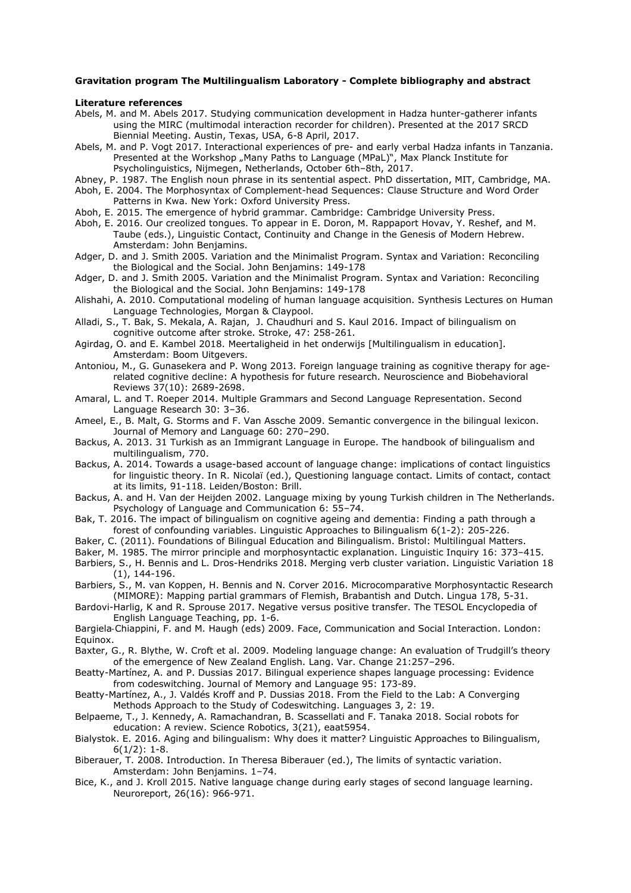**Gravitation program The Multilingualism Laboratory - Complete bibliography and abstract**

**Literature references**

Abels, M. and M. Abels 2017. Studying communication development in Hadza hunter-gatherer infants using the MIRC (multimodal interaction recorder for children). Presented at the 2017 SRCD Biennial Meeting. Austin, Texas, USA, 6-8 April, 2017.

Abels, M. and P. Vogt 2017. Interactional experiences of pre- and early verbal Hadza infants in Tanzania. Presented at the Workshop „Many Paths to Language (MPaL)", Max Planck Institute for Psycholinguistics, Nijmegen, Netherlands, October 6th–8th, 2017.

Abney, P. 1987. The English noun phrase in its sentential aspect. PhD dissertation, MIT, Cambridge, MA.

Aboh, E. 2004. The Morphosyntax of Complement-head Sequences: Clause Structure and Word Order Patterns in Kwa. New York: Oxford University Press.

Aboh, E. 2015. The emergence of hybrid grammar. Cambridge: Cambridge University Press.

Aboh, E. 2016. Our creolized tongues. To appear in E. Doron, M. Rappaport Hovav, Y. Reshef, and M. Taube (eds.), Linguistic Contact, Continuity and Change in the Genesis of Modern Hebrew. Amsterdam: John Benjamins.

Adger, D. and J. Smith 2005. Variation and the Minimalist Program. Syntax and Variation: Reconciling the Biological and the Social. John Benjamins: 149-178

Adger, D. and J. Smith 2005. Variation and the Minimalist Program. Syntax and Variation: Reconciling the Biological and the Social. John Benjamins: 149-178

Alishahi, A. 2010. Computational modeling of human language acquisition. Synthesis Lectures on Human Language Technologies, Morgan & Claypool.

Alladi, S., T. Bak, S. Mekala, A. Rajan, J. Chaudhuri and S. Kaul 2016. Impact of bilingualism on cognitive outcome after stroke. Stroke, 47: 258-261.

Agirdag, O. and E. Kambel 2018. Meertaligheid in het onderwijs [Multilingualism in education]. Amsterdam: Boom Uitgevers.

Antoniou, M., G. Gunasekera and P. Wong 2013. Foreign language training as cognitive therapy for age-related cognitive decline: A hypothesis for future research. Neuroscience and Biobehavioral Reviews 37(10): 2689-2698.

Amaral, L. and T. Roeper 2014. Multiple Grammars and Second Language Representation. Second Language Research 30: 3–36.

Ameel, E., B. Malt, G. Storms and F. Van Assche 2009. Semantic convergence in the bilingual lexicon. Journal of Memory and Language 60: 270–290.

Backus, A. 2013. 31 Turkish as an Immigrant Language in Europe. The handbook of bilingualism and multilingualism, 770.

Backus, A. 2014. Towards a usage-based account of language change: implications of contact linguistics for linguistic theory. In R. Nicolaï (ed.), Questioning language contact. Limits of contact, contact at its limits, 91-118. Leiden/Boston: Brill.

Backus, A. and H. Van der Heijden 2002. Language mixing by young Turkish children in The Netherlands. Psychology of Language and Communication 6: 55–74.

Bak, T. 2016. The impact of bilingualism on cognitive ageing and dementia: Finding a path through a forest of confounding variables. Linguistic Approaches to Bilingualism 6(1-2): 205-226.

Baker, C. (2011). Foundations of Bilingual Education and Bilingualism. Bristol: Multilingual Matters.

Baker, M. 1985. The mirror principle and morphosyntactic explanation. Linguistic Inquiry 16: 373–415.

Barbiers, S., H. Bennis and L. Dros-Hendriks 2018. Merging verb cluster variation. Linguistic Variation 18 (1), 144-196.

Barbiers, S., M. van Koppen, H. Bennis and N. Corver 2016. Microcomparative Morphosyntactic Research (MIMORE): Mapping partial grammars of Flemish, Brabantish and Dutch. Lingua 178, 5-31.

Bardovi-Harlig, K and R. Sprouse 2017. Negative versus positive transfer. The TESOL Encyclopedia of English Language Teaching, pp. 1-6.

Bargiela-Chiappini, F. and M. Haugh (eds) 2009. Face, Communication and Social Interaction. London: Equinox.

Baxter, G., R. Blythe, W. Croft et al. 2009. Modeling language change: An evaluation of Trudgill's theory of the emergence of New Zealand English. Lang. Var. Change 21:257–296.

Beatty-Martínez, A. and P. Dussias 2017. Bilingual experience shapes language processing: Evidence from codeswitching. Journal of Memory and Language 95: 173-89.

Beatty-Martínez, A., J. Valdés Kroff and P. Dussias 2018. From the Field to the Lab: A Converging Methods Approach to the Study of Codeswitching. Languages 3, 2: 19.

Belpaeme, T., J. Kennedy, A. Ramachandran, B. Scassellati and F. Tanaka 2018. Social robots for education: A review. Science Robotics, 3(21), eaat5954.

Bialystok. E. 2016. Aging and bilingualism: Why does it matter? Linguistic Approaches to Bilingualism, 6(1/2): 1-8.

Biberauer, T. 2008. Introduction. In Theresa Biberauer (ed.), The limits of syntactic variation. Amsterdam: John Benjamins. 1–74.

Bice, K., and J. Kroll 2015. Native language change during early stages of second language learning. Neuroreport, 26(16): 966-971.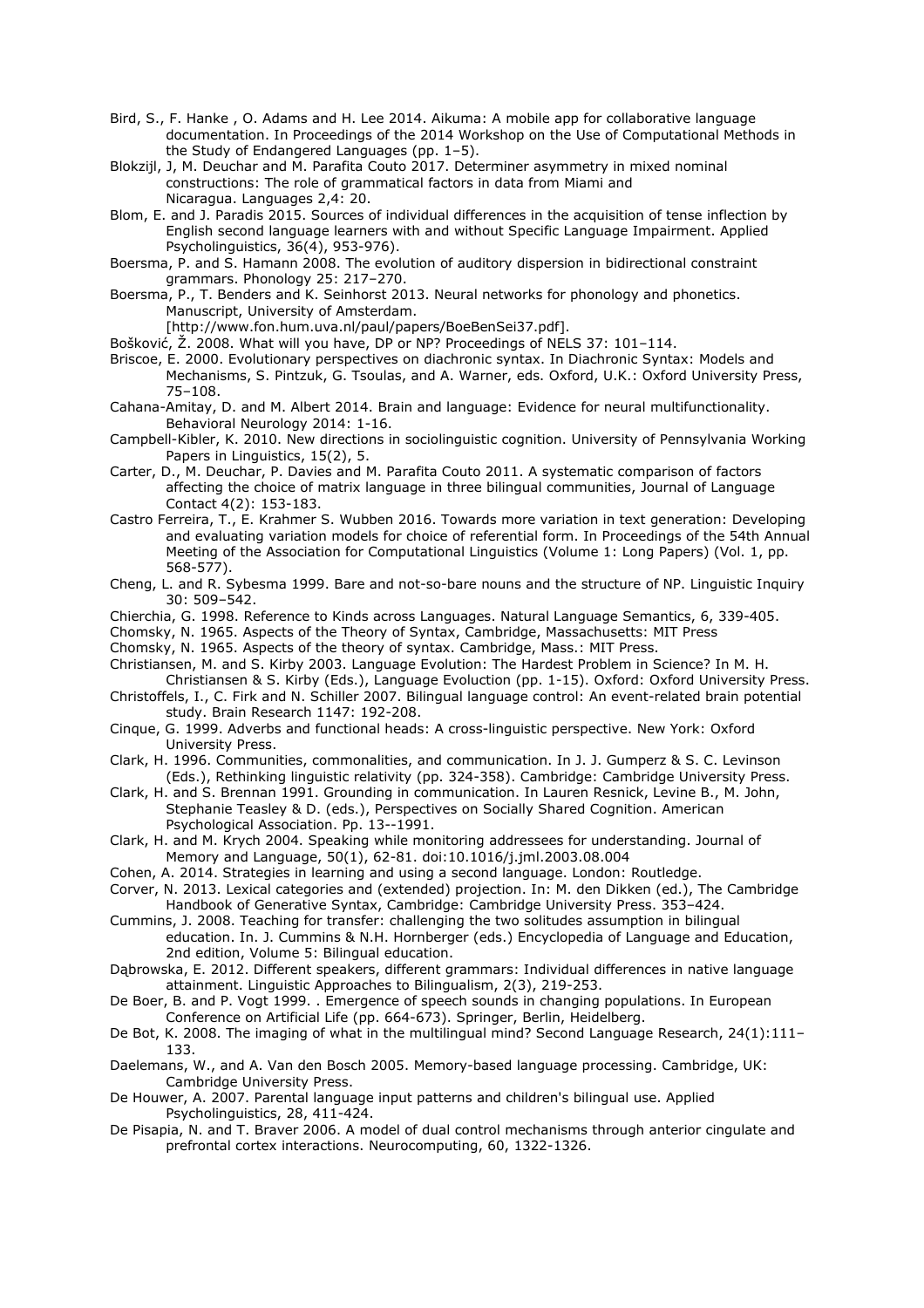Bird, S., F. Hanke , O. Adams and H. Lee 2014. Aikuma: A mobile app for collaborative language documentation. In Proceedings of the 2014 Workshop on the Use of Computational Methods in the Study of Endangered Languages (pp. 1–5).

Blokzijl, J, M. Deuchar and M. Parafita Couto 2017. Determiner asymmetry in mixed nominal constructions: The role of grammatical factors in data from Miami and Nicaragua. Languages 2,4: 20.

Blom, E. and J. Paradis 2015. Sources of individual differences in the acquisition of tense inflection by English second language learners with and without Specific Language Impairment. Applied Psycholinguistics, 36(4), 953-976).

Boersma, P. and S. Hamann 2008. The evolution of auditory dispersion in bidirectional constraint grammars. Phonology 25: 217–270.

Boersma, P., T. Benders and K. Seinhorst 2013. Neural networks for phonology and phonetics. Manuscript, University of Amsterdam. [http://www.fon.hum.uva.nl/paul/papers/BoeBenSei37.pdf].

Bošković, Ž. 2008. What will you have, DP or NP? Proceedings of NELS 37: 101–114.

Briscoe, E. 2000. Evolutionary perspectives on diachronic syntax. In Diachronic Syntax: Models and Mechanisms, S. Pintzuk, G. Tsoulas, and A. Warner, eds. Oxford, U.K.: Oxford University Press, 75–108.

Cahana-Amitay, D. and M. Albert 2014. Brain and language: Evidence for neural multifunctionality. Behavioral Neurology 2014: 1-16.

Campbell-Kibler, K. 2010. New directions in sociolinguistic cognition. University of Pennsylvania Working Papers in Linguistics, 15(2), 5.

Carter, D., M. Deuchar, P. Davies and M. Parafita Couto 2011. A systematic comparison of factors affecting the choice of matrix language in three bilingual communities, Journal of Language Contact 4(2): 153-183.

Castro Ferreira, T., E. Krahmer S. Wubben 2016. Towards more variation in text generation: Developing and evaluating variation models for choice of referential form. In Proceedings of the 54th Annual Meeting of the Association for Computational Linguistics (Volume 1: Long Papers) (Vol. 1, pp. 568-577).

Cheng, L. and R. Sybesma 1999. Bare and not-so-bare nouns and the structure of NP. Linguistic Inquiry 30: 509–542.

Chierchia, G. 1998. Reference to Kinds across Languages. Natural Language Semantics, 6, 339-405.

Chomsky, N. 1965. Aspects of the Theory of Syntax, Cambridge, Massachusetts: MIT Press

Chomsky, N. 1965. Aspects of the theory of syntax. Cambridge, Mass.: MIT Press.

Christiansen, M. and S. Kirby 2003. Language Evolution: The Hardest Problem in Science? In M. H. Christiansen & S. Kirby (Eds.), Language Evoluction (pp. 1-15). Oxford: Oxford University Press.

Christoffels, I., C. Firk and N. Schiller 2007. Bilingual language control: An event-related brain potential study. Brain Research 1147: 192-208.

Cinque, G. 1999. Adverbs and functional heads: A cross-linguistic perspective. New York: Oxford University Press.

Clark, H. 1996. Communities, commonalities, and communication. In J. J. Gumperz & S. C. Levinson (Eds.), Rethinking linguistic relativity (pp. 324-358). Cambridge: Cambridge University Press.

Clark, H. and S. Brennan 1991. Grounding in communication. In Lauren Resnick, Levine B., M. John, Stephanie Teasley & D. (eds.), Perspectives on Socially Shared Cognition. American Psychological Association. Pp. 13--1991.

Clark, H. and M. Krych 2004. Speaking while monitoring addressees for understanding. Journal of Memory and Language, 50(1), 62-81. doi:10.1016/j.jml.2003.08.004

Cohen, A. 2014. Strategies in learning and using a second language. London: Routledge.

Corver, N. 2013. Lexical categories and (extended) projection. In: M. den Dikken (ed.), The Cambridge Handbook of Generative Syntax, Cambridge: Cambridge University Press. 353–424.

Cummins, J. 2008. Teaching for transfer: challenging the two solitudes assumption in bilingual education. In. J. Cummins & N.H. Hornberger (eds.) Encyclopedia of Language and Education, 2nd edition, Volume 5: Bilingual education.

Dąbrowska, E. 2012. Different speakers, different grammars: Individual differences in native language attainment. Linguistic Approaches to Bilingualism, 2(3), 219-253.

De Boer, B. and P. Vogt 1999. . Emergence of speech sounds in changing populations. In European Conference on Artificial Life (pp. 664-673). Springer, Berlin, Heidelberg.

De Bot, K. 2008. The imaging of what in the multilingual mind? Second Language Research, 24(1):111–133.

Daelemans, W., and A. Van den Bosch 2005. Memory-based language processing. Cambridge, UK: Cambridge University Press.

De Houwer, A. 2007. Parental language input patterns and children's bilingual use. Applied Psycholinguistics, 28, 411-424.

De Pisapia, N. and T. Braver 2006. A model of dual control mechanisms through anterior cingulate and prefrontal cortex interactions. Neurocomputing, 60, 1322-1326.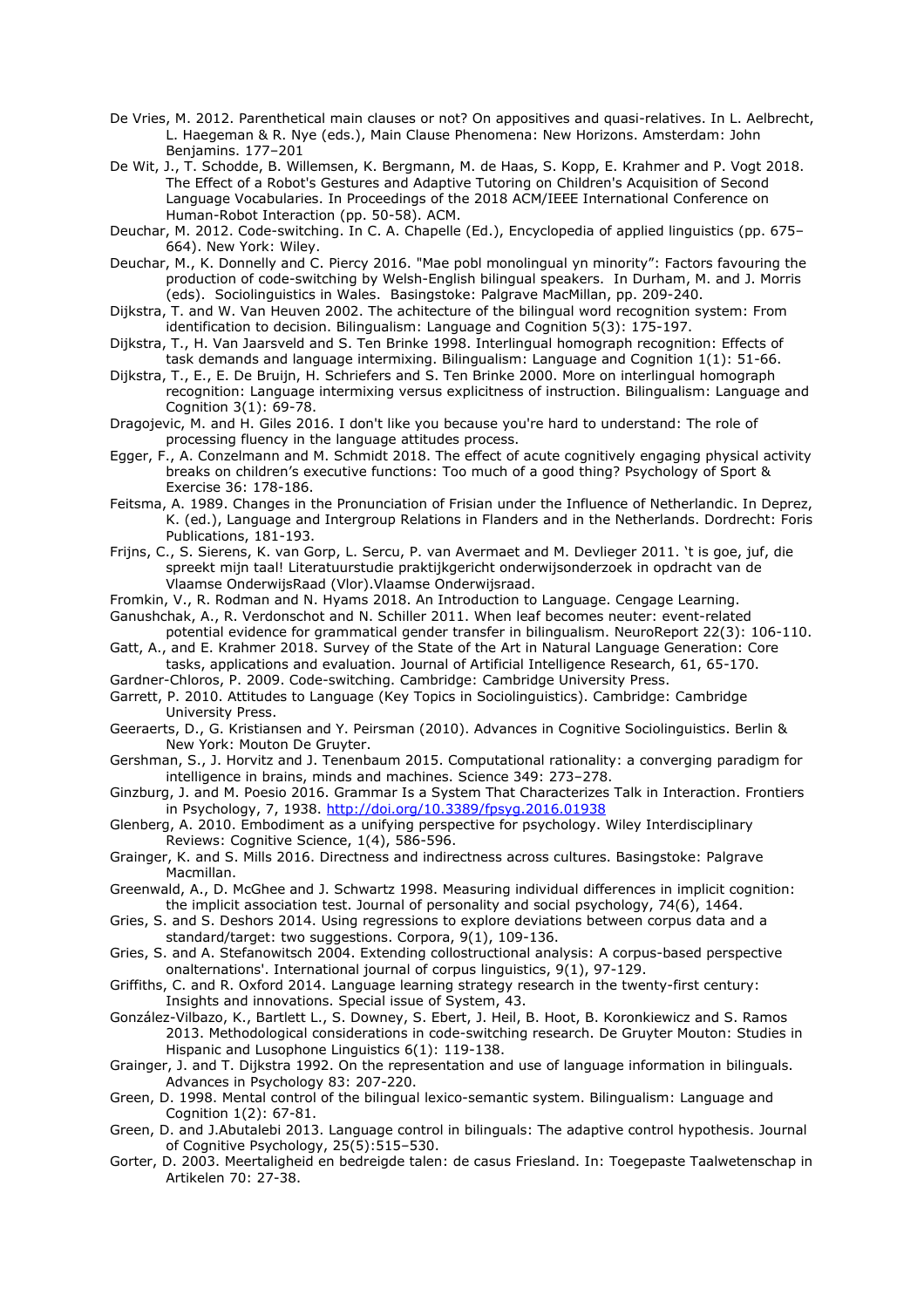De Vries, M. 2012. Parenthetical main clauses or not? On appositives and quasi-relatives. In L. Aelbrecht, L. Haegeman & R. Nye (eds.), Main Clause Phenomena: New Horizons. Amsterdam: John Benjamins. 177–201

De Wit, J., T. Schodde, B. Willemsen, K. Bergmann, M. de Haas, S. Kopp, E. Krahmer and P. Vogt 2018. The Effect of a Robot's Gestures and Adaptive Tutoring on Children's Acquisition of Second Language Vocabularies. In Proceedings of the 2018 ACM/IEEE International Conference on Human-Robot Interaction (pp. 50-58). ACM.

Deuchar, M. 2012. Code-switching. In C. A. Chapelle (Ed.), Encyclopedia of applied linguistics (pp. 675–664). New York: Wiley.

Deuchar, M., K. Donnelly and C. Piercy 2016. "Mae pobl monolingual yn minority": Factors favouring the production of code-switching by Welsh-English bilingual speakers. In Durham, M. and J. Morris (eds). Sociolinguistics in Wales. Basingstoke: Palgrave MacMillan, pp. 209-240.

Dijkstra, T. and W. Van Heuven 2002. The achitecture of the bilingual word recognition system: From identification to decision. Bilingualism: Language and Cognition 5(3): 175-197.

Dijkstra, T., H. Van Jaarsveld and S. Ten Brinke 1998. Interlingual homograph recognition: Effects of task demands and language intermixing. Bilingualism: Language and Cognition 1(1): 51-66.

Dijkstra, T., E., E. De Bruijn, H. Schriefers and S. Ten Brinke 2000. More on interlingual homograph recognition: Language intermixing versus explicitness of instruction. Bilingualism: Language and Cognition 3(1): 69-78.

Dragojevic, M. and H. Giles 2016. I don't like you because you're hard to understand: The role of processing fluency in the language attitudes process.

Egger, F., A. Conzelmann and M. Schmidt 2018. The effect of acute cognitively engaging physical activity breaks on children's executive functions: Too much of a good thing? Psychology of Sport & Exercise 36: 178-186.

Feitsma, A. 1989. Changes in the Pronunciation of Frisian under the Influence of Netherlandic. In Deprez, K. (ed.), Language and Intergroup Relations in Flanders and in the Netherlands. Dordrecht: Foris Publications, 181-193.

Frijns, C., S. Sierens, K. van Gorp, L. Sercu, P. van Avermaet and M. Devlieger 2011. 't is goe, juf, die spreekt mijn taal! Literatuurstudie praktijkgericht onderwijsonderzoek in opdracht van de Vlaamse OnderwijsRaad (Vlor).Vlaamse Onderwijsraad.

Fromkin, V., R. Rodman and N. Hyams 2018. An Introduction to Language. Cengage Learning.

Ganushchak, A., R. Verdonschot and N. Schiller 2011. When leaf becomes neuter: event-related potential evidence for grammatical gender transfer in bilingualism. NeuroReport 22(3): 106-110.

Gatt, A., and E. Krahmer 2018. Survey of the State of the Art in Natural Language Generation: Core tasks, applications and evaluation. Journal of Artificial Intelligence Research, 61, 65-170.

Gardner-Chloros, P. 2009. Code-switching. Cambridge: Cambridge University Press.

Garrett, P. 2010. Attitudes to Language (Key Topics in Sociolinguistics). Cambridge: Cambridge University Press.

Geeraerts, D., G. Kristiansen and Y. Peirsman (2010). Advances in Cognitive Sociolinguistics. Berlin & New York: Mouton De Gruyter.

Gershman, S., J. Horvitz and J. Tenenbaum 2015. Computational rationality: a converging paradigm for intelligence in brains, minds and machines. Science 349: 273–278.

Ginzburg, J. and M. Poesio 2016. Grammar Is a System That Characterizes Talk in Interaction. Frontiers in Psychology, 7, 1938. http://doi.org/10.3389/fpsyg.2016.01938

Glenberg, A. 2010. Embodiment as a unifying perspective for psychology. Wiley Interdisciplinary Reviews: Cognitive Science, 1(4), 586-596.

Grainger, K. and S. Mills 2016. Directness and indirectness across cultures. Basingstoke: Palgrave Macmillan.

Greenwald, A., D. McGhee and J. Schwartz 1998. Measuring individual differences in implicit cognition: the implicit association test. Journal of personality and social psychology, 74(6), 1464.

Gries, S. and S. Deshors 2014. Using regressions to explore deviations between corpus data and a standard/target: two suggestions. Corpora, 9(1), 109-136.

Gries, S. and A. Stefanowitsch 2004. Extending collostructional analysis: A corpus-based perspective onalternations'. International journal of corpus linguistics, 9(1), 97-129.

Griffiths, C. and R. Oxford 2014. Language learning strategy research in the twenty-first century: Insights and innovations. Special issue of System, 43.

González-Vilbazo, K., Bartlett L., S. Downey, S. Ebert, J. Heil, B. Hoot, B. Koronkiewicz and S. Ramos 2013. Methodological considerations in code-switching research. De Gruyter Mouton: Studies in Hispanic and Lusophone Linguistics 6(1): 119-138.

Grainger, J. and T. Dijkstra 1992. On the representation and use of language information in bilinguals. Advances in Psychology 83: 207-220.

Green, D. 1998. Mental control of the bilingual lexico-semantic system. Bilingualism: Language and Cognition 1(2): 67-81.

Green, D. and J.Abutalebi 2013. Language control in bilinguals: The adaptive control hypothesis. Journal of Cognitive Psychology, 25(5):515–530.

Gorter, D. 2003. Meertaligheid en bedreigde talen: de casus Friesland. In: Toegepaste Taalwetenschap in Artikelen 70: 27-38.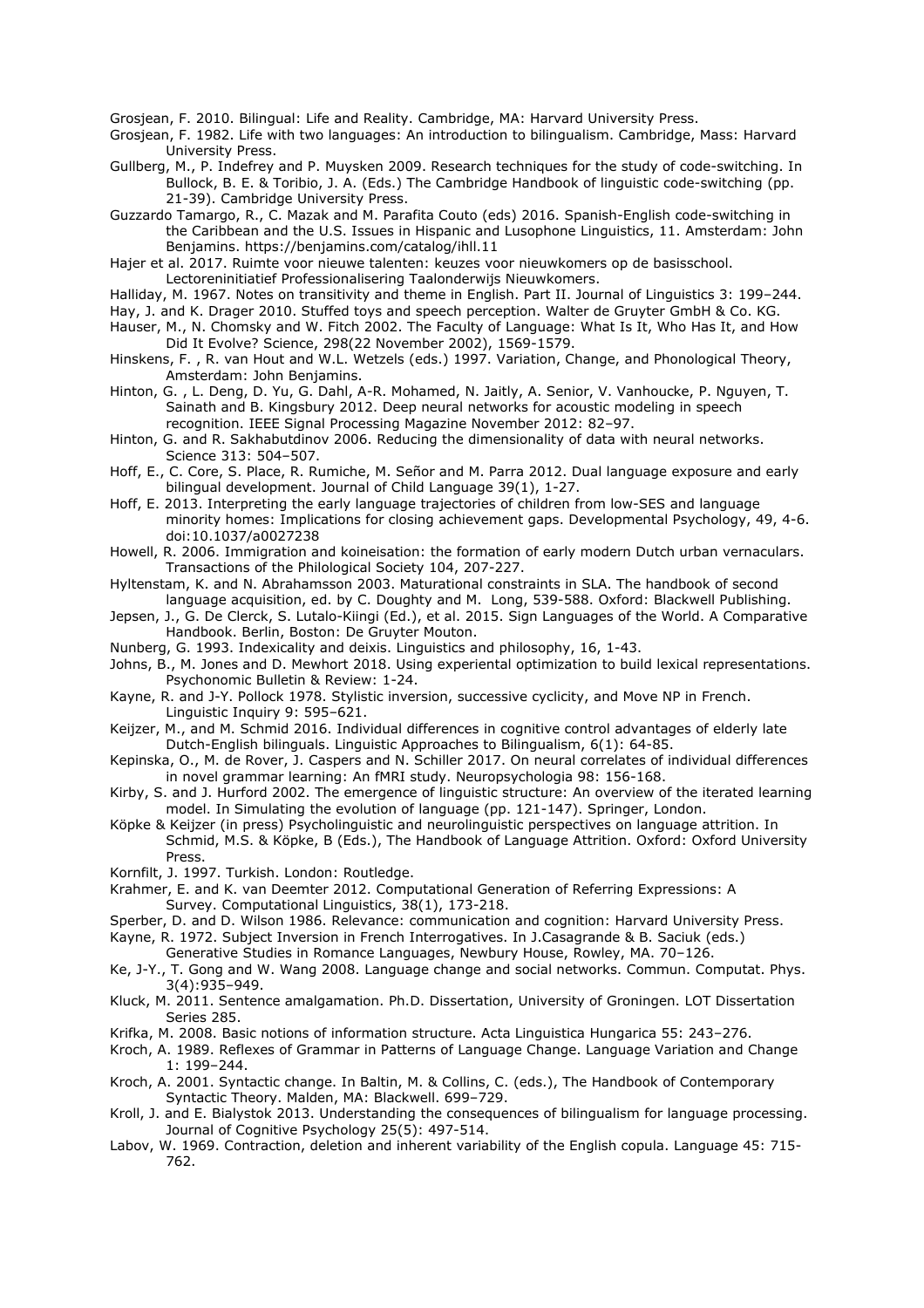Grosjean, F. 2010. Bilingual: Life and Reality. Cambridge, MA: Harvard University Press.

Grosjean, F. 1982. Life with two languages: An introduction to bilingualism. Cambridge, Mass: Harvard University Press.

Gullberg, M., P. Indefrey and P. Muysken 2009. Research techniques for the study of code-switching. In Bullock, B. E. & Toribio, J. A. (Eds.) The Cambridge Handbook of linguistic code-switching (pp. 21-39). Cambridge University Press.

Guzzardo Tamargo, R., C. Mazak and M. Parafita Couto (eds) 2016. Spanish-English code-switching in the Caribbean and the U.S. Issues in Hispanic and Lusophone Linguistics, 11. Amsterdam: John Benjamins. https://benjamins.com/catalog/ihll.11

Hajer et al. 2017. Ruimte voor nieuwe talenten: keuzes voor nieuwkomers op de basisschool. Lectoreninitiatief Professionalisering Taalonderwijs Nieuwkomers.

Halliday, M. 1967. Notes on transitivity and theme in English. Part II. Journal of Linguistics 3: 199–244.

Hay, J. and K. Drager 2010. Stuffed toys and speech perception. Walter de Gruyter GmbH & Co. KG.

Hauser, M., N. Chomsky and W. Fitch 2002. The Faculty of Language: What Is It, Who Has It, and How Did It Evolve? Science, 298(22 November 2002), 1569-1579.

Hinskens, F. , R. van Hout and W.L. Wetzels (eds.) 1997. Variation, Change, and Phonological Theory, Amsterdam: John Benjamins.

Hinton, G. , L. Deng, D. Yu, G. Dahl, A-R. Mohamed, N. Jaitly, A. Senior, V. Vanhoucke, P. Nguyen, T. Sainath and B. Kingsbury 2012. Deep neural networks for acoustic modeling in speech recognition. IEEE Signal Processing Magazine November 2012: 82–97.

Hinton, G. and R. Sakhabutdinov 2006. Reducing the dimensionality of data with neural networks. Science 313: 504–507.

Hoff, E., C. Core, S. Place, R. Rumiche, M. Señor and M. Parra 2012. Dual language exposure and early bilingual development. Journal of Child Language 39(1), 1-27.

Hoff, E. 2013. Interpreting the early language trajectories of children from low-SES and language minority homes: Implications for closing achievement gaps. Developmental Psychology, 49, 4-6. doi:10.1037/a0027238

Howell, R. 2006. Immigration and koineisation: the formation of early modern Dutch urban vernaculars. Transactions of the Philological Society 104, 207-227.

Hyltenstam, K. and N. Abrahamsson 2003. Maturational constraints in SLA. The handbook of second language acquisition, ed. by C. Doughty and M. Long, 539-588. Oxford: Blackwell Publishing.

Jepsen, J., G. De Clerck, S. Lutalo-Kiingi (Ed.), et al. 2015. Sign Languages of the World. A Comparative Handbook. Berlin, Boston: De Gruyter Mouton.

Nunberg, G. 1993. Indexicality and deixis. Linguistics and philosophy, 16, 1-43.

Johns, B., M. Jones and D. Mewhort 2018. Using experiential optimization to build lexical representations. Psychonomic Bulletin & Review: 1-24.

Kayne, R. and J-Y. Pollock 1978. Stylistic inversion, successive cyclicity, and Move NP in French. Linguistic Inquiry 9: 595–621.

Keijzer, M., and M. Schmid 2016. Individual differences in cognitive control advantages of elderly late Dutch-English bilinguals. Linguistic Approaches to Bilingualism, 6(1): 64-85.

Kepinska, O., M. de Rover, J. Caspers and N. Schiller 2017. On neural correlates of individual differences in novel grammar learning: An fMRI study. Neuropsychologia 98: 156-168.

Kirby, S. and J. Hurford 2002. The emergence of linguistic structure: An overview of the iterated learning model. In Simulating the evolution of language (pp. 121-147). Springer, London.

Köpke & Keijzer (in press) Psycholinguistic and neurolinguistic perspectives on language attrition. In Schmid, M.S. & Köpke, B (Eds.), The Handbook of Language Attrition. Oxford: Oxford University Press.

Kornfilt, J. 1997. Turkish. London: Routledge.

Krahmer, E. and K. van Deemter 2012. Computational Generation of Referring Expressions: A Survey. Computational Linguistics, 38(1), 173-218.

Sperber, D. and D. Wilson 1986. Relevance: communication and cognition: Harvard University Press.

Kayne, R. 1972. Subject Inversion in French Interrogatives. In J.Casagrande & B. Saciuk (eds.) Generative Studies in Romance Languages, Newbury House, Rowley, MA. 70–126.

Ke, J-Y., T. Gong and W. Wang 2008. Language change and social networks. Commun. Computat. Phys. 3(4):935–949.

Kluck, M. 2011. Sentence amalgamation. Ph.D. Dissertation, University of Groningen. LOT Dissertation Series 285.

Krifka, M. 2008. Basic notions of information structure. Acta Linguistica Hungarica 55: 243–276.

Kroch, A. 1989. Reflexes of Grammar in Patterns of Language Change. Language Variation and Change 1: 199–244.

Kroch, A. 2001. Syntactic change. In Baltin, M. & Collins, C. (eds.), The Handbook of Contemporary Syntactic Theory. Malden, MA: Blackwell. 699–729.

Kroll, J. and E. Bialystok 2013. Understanding the consequences of bilingualism for language processing. Journal of Cognitive Psychology 25(5): 497-514.

Labov, W. 1969. Contraction, deletion and inherent variability of the English copula. Language 45: 715-762.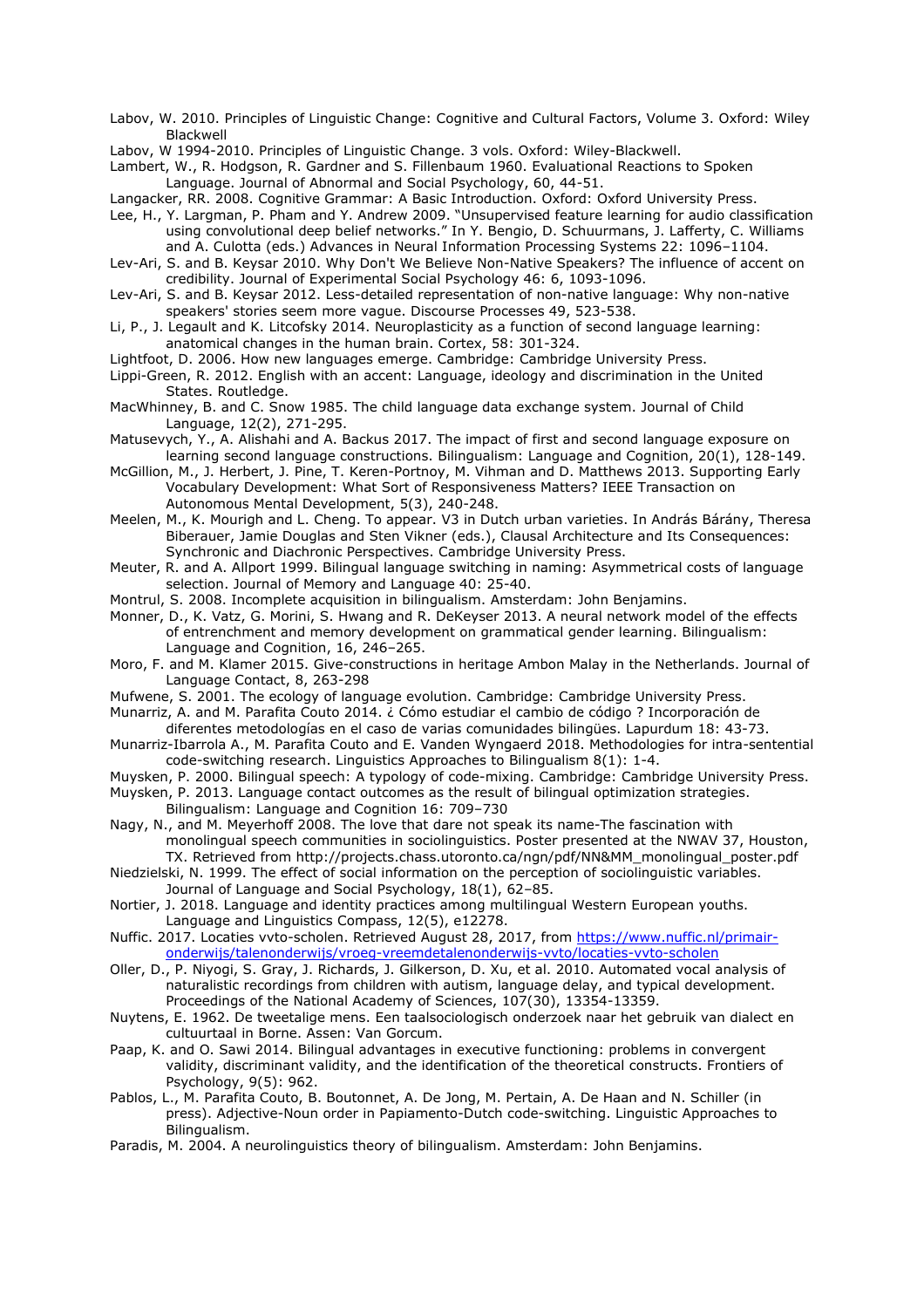Labov, W. 2010. Principles of Linguistic Change: Cognitive and Cultural Factors, Volume 3. Oxford: Wiley Blackwell

Labov, W 1994-2010. Principles of Linguistic Change. 3 vols. Oxford: Wiley-Blackwell.

Lambert, W., R. Hodgson, R. Gardner and S. Fillenbaum 1960. Evaluational Reactions to Spoken Language. Journal of Abnormal and Social Psychology, 60, 44-51.

Langacker, RR. 2008. Cognitive Grammar: A Basic Introduction. Oxford: Oxford University Press.

Lee, H., Y. Largman, P. Pham and Y. Andrew 2009. "Unsupervised feature learning for audio classification using convolutional deep belief networks." In Y. Bengio, D. Schuurmans, J. Lafferty, C. Williams and A. Culotta (eds.) Advances in Neural Information Processing Systems 22: 1096–1104.

Lev-Ari, S. and B. Keysar 2010. Why Don't We Believe Non-Native Speakers? The influence of accent on credibility. Journal of Experimental Social Psychology 46: 6, 1093-1096.

Lev-Ari, S. and B. Keysar 2012. Less-detailed representation of non-native language: Why non-native speakers' stories seem more vague. Discourse Processes 49, 523-538.

Li, P., J. Legault and K. Litcofsky 2014. Neuroplasticity as a function of second language learning: anatomical changes in the human brain. Cortex, 58: 301-324.

Lightfoot, D. 2006. How new languages emerge. Cambridge: Cambridge University Press.

Lippi-Green, R. 2012. English with an accent: Language, ideology and discrimination in the United States. Routledge.

MacWhinney, B. and C. Snow 1985. The child language data exchange system. Journal of Child Language, 12(2), 271-295.

Matusevych, Y., A. Alishahi and A. Backus 2017. The impact of first and second language exposure on learning second language constructions. Bilingualism: Language and Cognition, 20(1), 128-149.

McGillion, M., J. Herbert, J. Pine, T. Keren-Portnoy, M. Vihman and D. Matthews 2013. Supporting Early Vocabulary Development: What Sort of Responsiveness Matters? IEEE Transaction on Autonomous Mental Development, 5(3), 240-248.

Meelen, M., K. Mourigh and L. Cheng. To appear. V3 in Dutch urban varieties. In András Bárány, Theresa Biberauer, Jamie Douglas and Sten Vikner (eds.), Clausal Architecture and Its Consequences: Synchronic and Diachronic Perspectives. Cambridge University Press.

Meuter, R. and A. Allport 1999. Bilingual language switching in naming: Asymmetrical costs of language selection. Journal of Memory and Language 40: 25-40.

Montrul, S. 2008. Incomplete acquisition in bilingualism. Amsterdam: John Benjamins.

Monner, D., K. Vatz, G. Morini, S. Hwang and R. DeKeyser 2013. A neural network model of the effects of entrenchment and memory development on grammatical gender learning. Bilingualism: Language and Cognition, 16, 246–265.

Moro, F. and M. Klamer 2015. Give-constructions in heritage Ambon Malay in the Netherlands. Journal of Language Contact, 8, 263-298

Mufwene, S. 2001. The ecology of language evolution. Cambridge: Cambridge University Press.

Munarriz, A. and M. Parafita Couto 2014. ¿ Cómo estudiar el cambio de código ? Incorporación de diferentes metodologías en el caso de varias comunidades bilingües. Lapurdum 18: 43-73.

Munarriz-Ibarrola A., M. Parafita Couto and E. Vanden Wyngaerd 2018. Methodologies for intra-sentential code-switching research. Linguistics Approaches to Bilingualism 8(1): 1-4.

Muysken, P. 2000. Bilingual speech: A typology of code-mixing. Cambridge: Cambridge University Press.

Muysken, P. 2013. Language contact outcomes as the result of bilingual optimization strategies. Bilingualism: Language and Cognition 16: 709–730

Nagy, N., and M. Meyerhoff 2008. The love that dare not speak its name-The fascination with monolingual speech communities in sociolinguistics. Poster presented at the NWAV 37, Houston, TX. Retrieved from http://projects.chass.utoronto.ca/ngn/pdf/NN&MM_monolingual_poster.pdf

Niedzielski, N. 1999. The effect of social information on the perception of sociolinguistic variables. Journal of Language and Social Psychology, 18(1), 62–85.

Nortier, J. 2018. Language and identity practices among multilingual Western European youths. Language and Linguistics Compass, 12(5), e12278.

Nuffic. 2017. Locaties vvto-scholen. Retrieved August 28, 2017, from [https://www.nuffic.nl/primair-onderwijs/talenonderwijs/vroeg-vreemdetalenonderwijs-vvto/locaties-vvto-scholen](https://www.nuffic.nl/primair-onderwijs/talenonderwijs/vroeg-vreemdetalenonderwijs-vvto/locaties-vvto-scholen)

Oller, D., P. Niyogi, S. Gray, J. Richards, J. Gilkerson, D. Xu, et al. 2010. Automated vocal analysis of naturalistic recordings from children with autism, language delay, and typical development. Proceedings of the National Academy of Sciences, 107(30), 13354-13359.

Nuytens, E. 1962. De tweetalige mens. Een taalsociologisch onderzoek naar het gebruik van dialect en cultuurtaal in Borne. Assen: Van Gorcum.

Paap, K. and O. Sawi 2014. Bilingual advantages in executive functioning: problems in convergent validity, discriminant validity, and the identification of the theoretical constructs. Frontiers of Psychology, 9(5): 962.

Pablos, L., M. Parafita Couto, B. Boutonnet, A. De Jong, M. Pertain, A. De Haan and N. Schiller (in press). Adjective-Noun order in Papiamento-Dutch code-switching. Linguistic Approaches to Bilingualism.

Paradis, M. 2004. A neurolinguistics theory of bilingualism. Amsterdam: John Benjamins.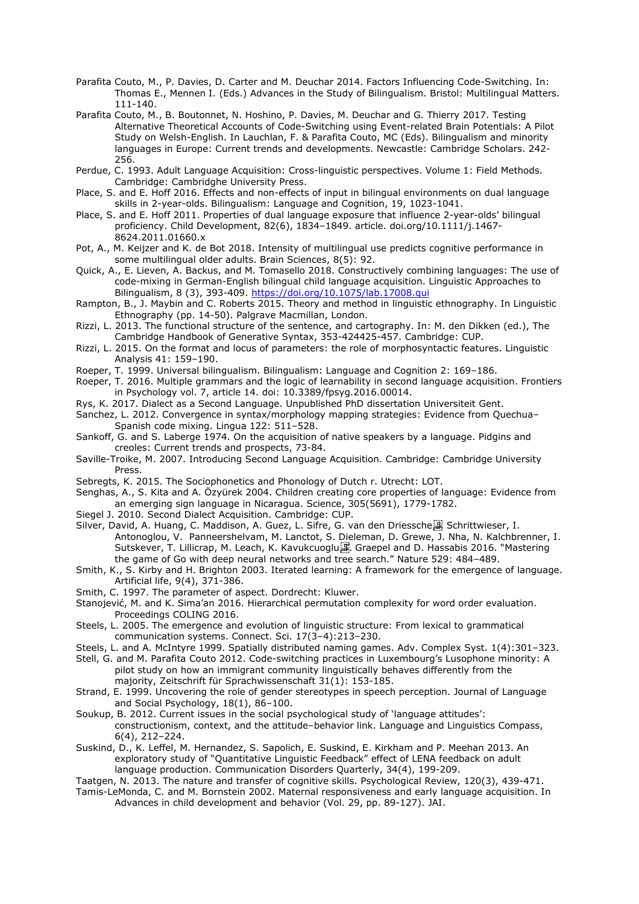Parafita Couto, M., P. Davies, D. Carter and M. Deuchar 2014. Factors Influencing Code-Switching. In: Thomas E., Mennen I. (Eds.) Advances in the Study of Bilingualism. Bristol: Multilingual Matters. 111-140.

Parafita Couto, M., B. Boutonnet, N. Hoshino, P. Davies, M. Deuchar and G. Thierry 2017. Testing Alternative Theoretical Accounts of Code-Switching using Event-related Brain Potentials: A Pilot Study on Welsh-English. In Lauchlan, F. & Parafita Couto, MC (Eds). Bilingualism and minority languages in Europe: Current trends and developments. Newcastle: Cambridge Scholars. 242-256.

Perdue, C. 1993. Adult Language Acquisition: Cross-linguistic perspectives. Volume 1: Field Methods. Cambridge: Cambridghe University Press.

Place, S. and E. Hoff 2016. Effects and non-effects of input in bilingual environments on dual language skills in 2-year-olds. Bilingualism: Language and Cognition, 19, 1023-1041.

Place, S. and E. Hoff 2011. Properties of dual language exposure that influence 2-year-olds' bilingual proficiency. Child Development, 82(6), 1834–1849. article. doi.org/10.1111/j.1467-8624.2011.01660.x

Pot, A., M. Keijzer and K. de Bot 2018. Intensity of multilingual use predicts cognitive performance in some multilingual older adults. Brain Sciences, 8(5): 92.

Quick, A., E. Lieven, A. Backus, and M. Tomasello 2018. Constructively combining languages: The use of code-mixing in German-English bilingual child language acquisition. Linguistic Approaches to Bilingualism, 8 (3), 393-409. https://doi.org/10.1075/lab.17008.qui

Rampton, B., J. Maybin and C. Roberts 2015. Theory and method in linguistic ethnography. In Linguistic Ethnography (pp. 14-50). Palgrave Macmillan, London.

Rizzi, L. 2013. The functional structure of the sentence, and cartography. In: M. den Dikken (ed.), The Cambridge Handbook of Generative Syntax, 353-424425-457. Cambridge: CUP.

Rizzi, L. 2015. On the format and locus of parameters: the role of morphosyntactic features. Linguistic Analysis 41: 159–190.

Roeper, T. 1999. Universal bilingualism. Bilingualism: Language and Cognition 2: 169–186.

Roeper, T. 2016. Multiple grammars and the logic of learnability in second language acquisition. Frontiers in Psychology vol. 7, article 14. doi: 10.3389/fpsyg.2016.00014.

Rys, K. 2017. Dialect as a Second Language. Unpublished PhD dissertation Universiteit Gent.

Sanchez, L. 2012. Convergence in syntax/morphology mapping strategies: Evidence from Quechua–Spanish code mixing. Lingua 122: 511–528.

Sankoff, G. and S. Laberge 1974. On the acquisition of native speakers by a language. Pidgins and creoles: Current trends and prospects, 73-84.

Saville-Troike, M. 2007. Introducing Second Language Acquisition. Cambridge: Cambridge University Press.

Sebregts, K. 2015. The Sociophonetics and Phonology of Dutch r. Utrecht: LOT.

Senghas, A., S. Kita and A. Özyürek 2004. Children creating core properties of language: Evidence from an emerging sign language in Nicaragua. Science, 305(5691), 1779-1782.

Siegel J. 2010. Second Dialect Acquisition. Cambridge: CUP.

Silver, David, A. Huang, C. Maddison, A. Guez, L. Sifre, G. van den Driessche, J. Schrittwieser, I. Antonoglou, V. Panneershelvam, M. Lanctot, S. Dieleman, D. Grewe, J. Nha, N. Kalchbrenner, I. Sutskever, T. Lillicrap, M. Leach, K. Kavukcuoglu, T. Graepel and D. Hassabis 2016. "Mastering the game of Go with deep neural networks and tree search." Nature 529: 484–489.

Smith, K., S. Kirby and H. Brighton 2003. Iterated learning: A framework for the emergence of language. Artificial life, 9(4), 371-386.

Smith, C. 1997. The parameter of aspect. Dordrecht: Kluwer.

Stanojević, M. and K. Sima'an 2016. Hierarchical permutation complexity for word order evaluation. Proceedings COLING 2016.

Steels, L. 2005. The emergence and evolution of linguistic structure: From lexical to grammatical communication systems. Connect. Sci. 17(3–4):213–230.

Steels, L. and A. McIntyre 1999. Spatially distributed naming games. Adv. Complex Syst. 1(4):301–323.

Stell, G. and M. Parafita Couto 2012. Code-switching practices in Luxembourg's Lusophone minority: A pilot study on how an immigrant community linguistically behaves differently from the majority, Zeitschrift für Sprachwissenschaft 31(1): 153-185.

Strand, E. 1999. Uncovering the role of gender stereotypes in speech perception. Journal of Language and Social Psychology, 18(1), 86–100.

Soukup, B. 2012. Current issues in the social psychological study of 'language attitudes': constructionism, context, and the attitude–behavior link. Language and Linguistics Compass, 6(4), 212–224.

Suskind, D., K. Leffel, M. Hernandez, S. Sapolich, E. Suskind, E. Kirkham and P. Meehan 2013. An exploratory study of "Quantitative Linguistic Feedback" effect of LENA feedback on adult language production. Communication Disorders Quarterly, 34(4), 199-209.

Taatgen, N. 2013. The nature and transfer of cognitive skills. Psychological Review, 120(3), 439-471.

Tamis-LeMonda, C. and M. Bornstein 2002. Maternal responsiveness and early language acquisition. In Advances in child development and behavior (Vol. 29, pp. 89-127). JAI.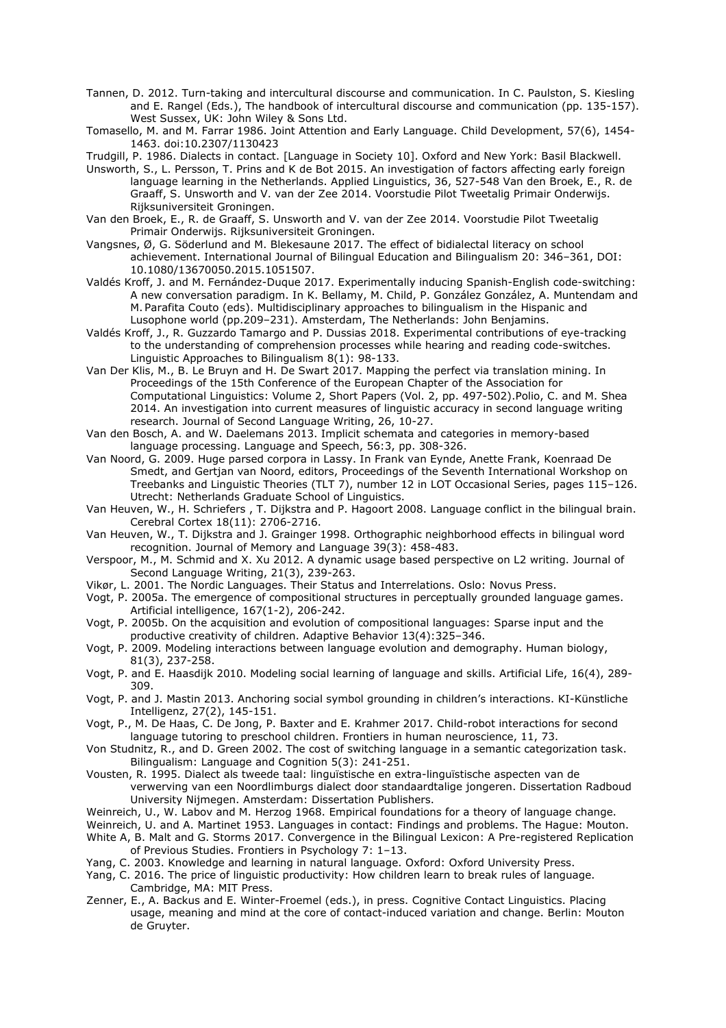Tannen, D. 2012. Turn-taking and intercultural discourse and communication. In C. Paulston, S. Kiesling and E. Rangel (Eds.), The handbook of intercultural discourse and communication (pp. 135-157). West Sussex, UK: John Wiley & Sons Ltd.

Tomasello, M. and M. Farrar 1986. Joint Attention and Early Language. Child Development, 57(6), 1454-1463. doi:10.2307/1130423

Trudgill, P. 1986. Dialects in contact. [Language in Society 10]. Oxford and New York: Basil Blackwell.

Unsworth, S., L. Persson, T. Prins and K de Bot 2015. An investigation of factors affecting early foreign language learning in the Netherlands. Applied Linguistics, 36, 527-548 Van den Broek, E., R. de Graaff, S. Unsworth and V. van der Zee 2014. Voorstudie Pilot Tweetalig Primair Onderwijs. Rijksuniversiteit Groningen.

Van den Broek, E., R. de Graaff, S. Unsworth and V. van der Zee 2014. Voorstudie Pilot Tweetalig Primair Onderwijs. Rijksuniversiteit Groningen.

Vangsnes, Ø, G. Söderlund and M. Blekesaune 2017. The effect of bidialectal literacy on school achievement. International Journal of Bilingual Education and Bilingualism 20: 346–361, DOI: 10.1080/13670050.2015.1051507.

Valdés Kroff, J. and M. Fernández-Duque 2017. Experimentally inducing Spanish-English code-switching: A new conversation paradigm. In K. Bellamy, M. Child, P. González González, A. Muntendam and M. Parafita Couto (eds). Multidisciplinary approaches to bilingualism in the Hispanic and Lusophone world (pp.209–231). Amsterdam, The Netherlands: John Benjamins.

Valdés Kroff, J., R. Guzzardo Tamargo and P. Dussias 2018. Experimental contributions of eye-tracking to the understanding of comprehension processes while hearing and reading code-switches. Linguistic Approaches to Bilingualism 8(1): 98-133.

Van Der Klis, M., B. Le Bruyn and H. De Swart 2017. Mapping the perfect via translation mining. In Proceedings of the 15th Conference of the European Chapter of the Association for Computational Linguistics: Volume 2, Short Papers (Vol. 2, pp. 497-502).Polio, C. and M. Shea 2014. An investigation into current measures of linguistic accuracy in second language writing research. Journal of Second Language Writing, 26, 10-27.

Van den Bosch, A. and W. Daelemans 2013. Implicit schemata and categories in memory-based language processing. Language and Speech, 56:3, pp. 308-326.

Van Noord, G. 2009. Huge parsed corpora in Lassy. In Frank van Eynde, Anette Frank, Koenraad De Smedt, and Gertjan van Noord, editors, Proceedings of the Seventh International Workshop on Treebanks and Linguistic Theories (TLT 7), number 12 in LOT Occasional Series, pages 115–126. Utrecht: Netherlands Graduate School of Linguistics.

Van Heuven, W., H. Schriefers , T. Dijkstra and P. Hagoort 2008. Language conflict in the bilingual brain. Cerebral Cortex 18(11): 2706-2716.

Van Heuven, W., T. Dijkstra and J. Grainger 1998. Orthographic neighborhood effects in bilingual word recognition. Journal of Memory and Language 39(3): 458-483.

Verspoor, M., M. Schmid and X. Xu 2012. A dynamic usage based perspective on L2 writing. Journal of Second Language Writing, 21(3), 239-263.

Vikør, L. 2001. The Nordic Languages. Their Status and Interrelations. Oslo: Novus Press.

Vogt, P. 2005a. The emergence of compositional structures in perceptually grounded language games. Artificial intelligence, 167(1-2), 206-242.

Vogt, P. 2005b. On the acquisition and evolution of compositional languages: Sparse input and the productive creativity of children. Adaptive Behavior 13(4):325–346.

Vogt, P. 2009. Modeling interactions between language evolution and demography. Human biology, 81(3), 237-258.

Vogt, P. and E. Haasdijk 2010. Modeling social learning of language and skills. Artificial Life, 16(4), 289-309.

Vogt, P. and J. Mastin 2013. Anchoring social symbol grounding in children's interactions. KI-Künstliche Intelligenz, 27(2), 145-151.

Vogt, P., M. De Haas, C. De Jong, P. Baxter and E. Krahmer 2017. Child-robot interactions for second language tutoring to preschool children. Frontiers in human neuroscience, 11, 73.

Von Studnitz, R., and D. Green 2002. The cost of switching language in a semantic categorization task. Bilingualism: Language and Cognition 5(3): 241-251.

Vousten, R. 1995. Dialect als tweede taal: linguïstische en extra-linguïstische aspecten van de verwerving van een Noordlimburgs dialect door standaardtalige jongeren. Dissertation Radboud University Nijmegen. Amsterdam: Dissertation Publishers.

Weinreich, U., W. Labov and M. Herzog 1968. Empirical foundations for a theory of language change.

Weinreich, U. and A. Martinet 1953. Languages in contact: Findings and problems. The Hague: Mouton.

White A, B. Malt and G. Storms 2017. Convergence in the Bilingual Lexicon: A Pre-registered Replication of Previous Studies. Frontiers in Psychology 7: 1–13.

Yang, C. 2003. Knowledge and learning in natural language. Oxford: Oxford University Press.

Yang, C. 2016. The price of linguistic productivity: How children learn to break rules of language. Cambridge, MA: MIT Press.

Zenner, E., A. Backus and E. Winter-Froemel (eds.), in press. Cognitive Contact Linguistics. Placing usage, meaning and mind at the core of contact-induced variation and change. Berlin: Mouton de Gruyter.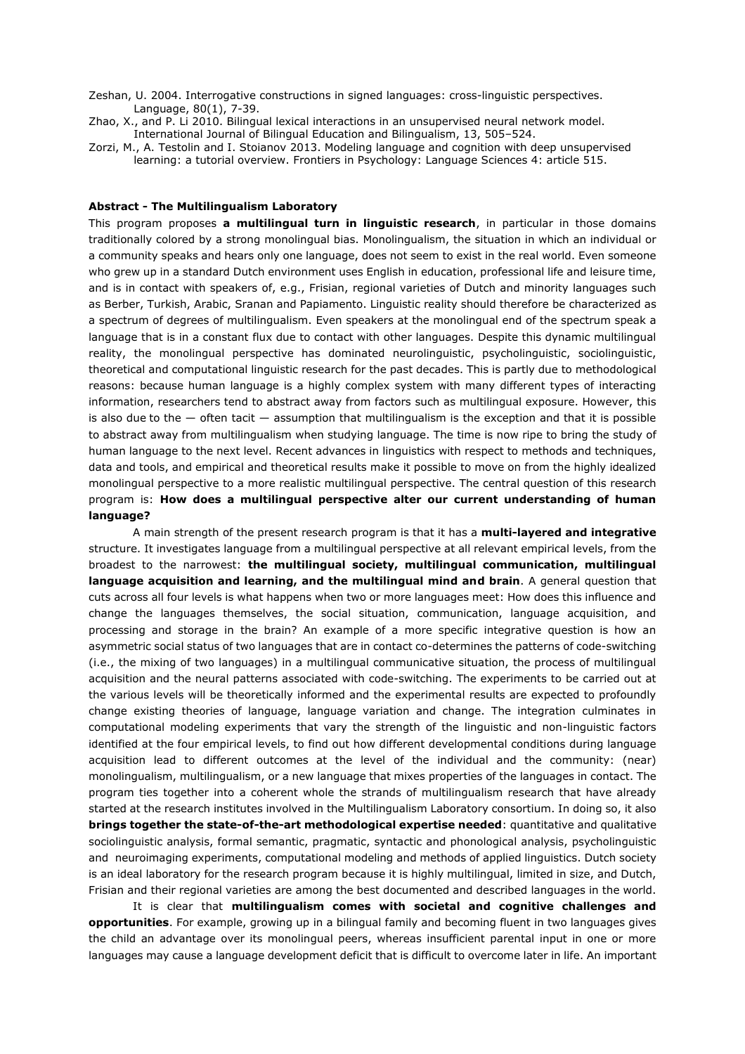Zeshan, U. 2004. Interrogative constructions in signed languages: cross-linguistic perspectives. Language, 80(1), 7-39.

Zhao, X., and P. Li 2010. Bilingual lexical interactions in an unsupervised neural network model. International Journal of Bilingual Education and Bilingualism, 13, 505–524.

Zorzi, M., A. Testolin and I. Stoianov 2013. Modeling language and cognition with deep unsupervised learning: a tutorial overview. Frontiers in Psychology: Language Sciences 4: article 515.

**Abstract - The Multilingualism Laboratory**

This program proposes **a multilingual turn in linguistic research**, in particular in those domains traditionally colored by a strong monolingual bias. Monolingualism, the situation in which an individual or a community speaks and hears only one language, does not seem to exist in the real world. Even someone who grew up in a standard Dutch environment uses English in education, professional life and leisure time, and is in contact with speakers of, e.g., Frisian, regional varieties of Dutch and minority languages such as Berber, Turkish, Arabic, Sranan and Papiamento. Linguistic reality should therefore be characterized as a spectrum of degrees of multilingualism. Even speakers at the monolingual end of the spectrum speak a language that is in a constant flux due to contact with other languages. Despite this dynamic multilingual reality, the monolingual perspective has dominated neurolinguistic, psycholinguistic, sociolinguistic, theoretical and computational linguistic research for the past decades. This is partly due to methodological reasons: because human language is a highly complex system with many different types of interacting information, researchers tend to abstract away from factors such as multilingual exposure. However, this is also due to the — often tacit — assumption that multilingualism is the exception and that it is possible to abstract away from multilingualism when studying language. The time is now ripe to bring the study of human language to the next level. Recent advances in linguistics with respect to methods and techniques, data and tools, and empirical and theoretical results make it possible to move on from the highly idealized monolingual perspective to a more realistic multilingual perspective. The central question of this research program is: **How does a multilingual perspective alter our current understanding of human language?**

A main strength of the present research program is that it has a **multi-layered and integrative** structure. It investigates language from a multilingual perspective at all relevant empirical levels, from the broadest to the narrowest: **the multilingual society, multilingual communication, multilingual language acquisition and learning, and the multilingual mind and brain**. A general question that cuts across all four levels is what happens when two or more languages meet: How does this influence and change the languages themselves, the social situation, communication, language acquisition, and processing and storage in the brain? An example of a more specific integrative question is how an asymmetric social status of two languages that are in contact co-determines the patterns of code-switching (i.e., the mixing of two languages) in a multilingual communicative situation, the process of multilingual acquisition and the neural patterns associated with code-switching. The experiments to be carried out at the various levels will be theoretically informed and the experimental results are expected to profoundly change existing theories of language, language variation and change. The integration culminates in computational modeling experiments that vary the strength of the linguistic and non-linguistic factors identified at the four empirical levels, to find out how different developmental conditions during language acquisition lead to different outcomes at the level of the individual and the community: (near) monolingualism, multilingualism, or a new language that mixes properties of the languages in contact. The program ties together into a coherent whole the strands of multilingualism research that have already started at the research institutes involved in the Multilingualism Laboratory consortium. In doing so, it also **brings together the state-of-the-art methodological expertise needed**: quantitative and qualitative sociolinguistic analysis, formal semantic, pragmatic, syntactic and phonological analysis, psycholinguistic and neuroimaging experiments, computational modeling and methods of applied linguistics. Dutch society is an ideal laboratory for the research program because it is highly multilingual, limited in size, and Dutch, Frisian and their regional varieties are among the best documented and described languages in the world.

It is clear that **multilingualism comes with societal and cognitive challenges and opportunities**. For example, growing up in a bilingual family and becoming fluent in two languages gives the child an advantage over its monolingual peers, whereas insufficient parental input in one or more languages may cause a language development deficit that is difficult to overcome later in life. An important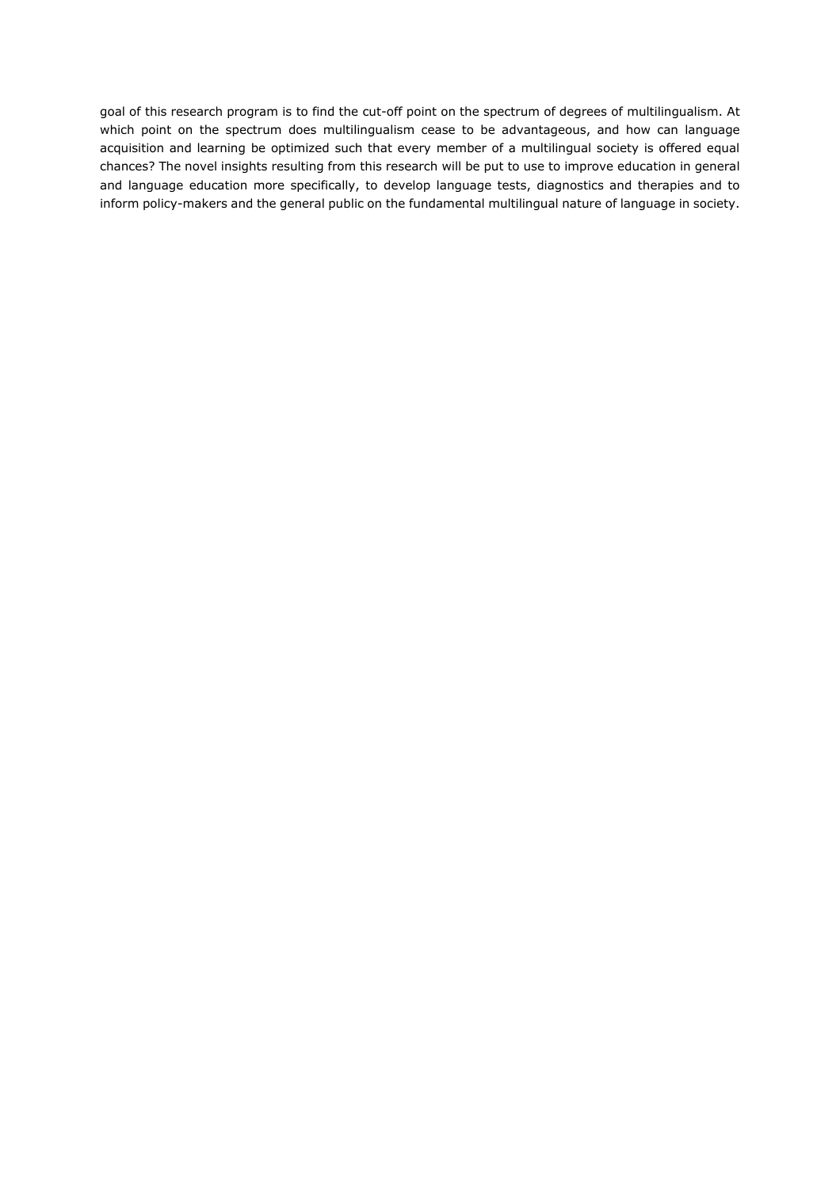goal of this research program is to find the cut-off point on the spectrum of degrees of multilingualism. At which point on the spectrum does multilingualism cease to be advantageous, and how can language acquisition and learning be optimized such that every member of a multilingual society is offered equal chances? The novel insights resulting from this research will be put to use to improve education in general and language education more specifically, to develop language tests, diagnostics and therapies and to inform policy-makers and the general public on the fundamental multilingual nature of language in society.